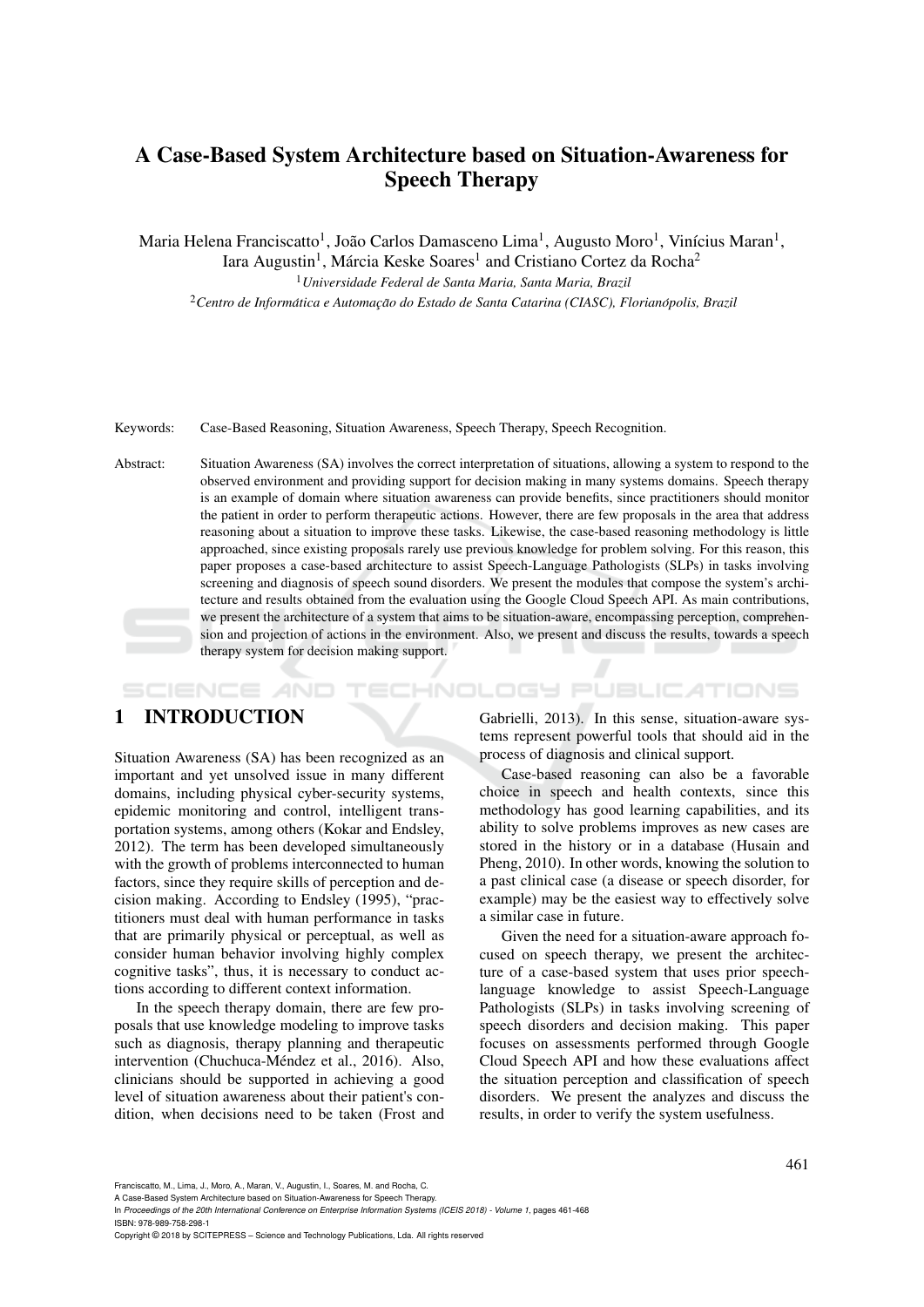# A Case-Based System Architecture based on Situation-Awareness for Speech Therapy

Maria Helena Franciscatto[1], João Carlos Damasceno Lima[1], Augusto Moro[1], Vinícius Maran[1], Iara Augustin[1], Márcia Keske Soares[1] and Cristiano Cortez da Rocha[2]

[1] *Universidade Federal de Santa Maria, Santa Maria, Brazil*

[2] *Centro de Informática e Automação do Estado de Santa Catarina (CIASC), Florianópolis, Brazil*

Keywords: Case-Based Reasoning, Situation Awareness, Speech Therapy, Speech Recognition.

Abstract: Situation Awareness (SA) involves the correct interpretation of situations, allowing a system to respond to the observed environment and providing support for decision making in many systems domains. Speech therapy is an example of domain where situation awareness can provide benefits, since practitioners should monitor the patient in order to perform therapeutic actions. However, there are few proposals in the area that address reasoning about a situation to improve these tasks. Likewise, the case-based reasoning methodology is little approached, since existing proposals rarely use previous knowledge for problem solving. For this reason, this paper proposes a case-based architecture to assist Speech-Language Pathologists (SLPs) in tasks involving screening and diagnosis of speech sound disorders. We present the modules that compose the system's architecture and results obtained from the evaluation using the Google Cloud Speech API. As main contributions, we present the architecture of a system that aims to be situation-aware, encompassing perception, comprehension and projection of actions in the environment. Also, we present and discuss the results, towards a speech therapy system for decision making support.

## 1 INTRODUCTION

Situation Awareness (SA) has been recognized as an important and yet unsolved issue in many different domains, including physical cyber-security systems, epidemic monitoring and control, intelligent transportation systems, among others (Kokar and Endsley, 2012). The term has been developed simultaneously with the growth of problems interconnected to human factors, since they require skills of perception and decision making. According to Endsley (1995), "practitioners must deal with human performance in tasks that are primarily physical or perceptual, as well as consider human behavior involving highly complex cognitive tasks", thus, it is necessary to conduct actions according to different context information.

In the speech therapy domain, there are few proposals that use knowledge modeling to improve tasks such as diagnosis, therapy planning and therapeutic intervention (Chuchuca-Méndez et al., 2016). Also, clinicians should be supported in achieving a good level of situation awareness about their patient's condition, when decisions need to be taken (Frost and Gabrielli, 2013). In this sense, situation-aware systems represent powerful tools that should aid in the process of diagnosis and clinical support.

Case-based reasoning can also be a favorable choice in speech and health contexts, since this methodology has good learning capabilities, and its ability to solve problems improves as new cases are stored in the history or in a database (Husain and Pheng, 2010). In other words, knowing the solution to a past clinical case (a disease or speech disorder, for example) may be the easiest way to effectively solve a similar case in future.

Given the need for a situation-aware approach focused on speech therapy, we present the architecture of a case-based system that uses prior speech-language knowledge to assist Speech-Language Pathologists (SLPs) in tasks involving screening of speech disorders and decision making. This paper focuses on assessments performed through Google Cloud Speech API and how these evaluations affect the situation perception and classification of speech disorders. We present the analyzes and discuss the results, in order to verify the system usefulness.

Franciscatto, M., Lima, J., Moro, A., Maran, V., Augustin, I., Soares, M. and Rocha, C.
A Case-Based System Architecture based on Situation-Awareness for Speech Therapy.
In *Proceedings of the 20th International Conference on Enterprise Information Systems (ICEIS 2018) - Volume 1*, pages 461-468
ISBN: 978-989-758-298-1
Copyright © 2018 by SCITEPRESS – Science and Technology Publications, Lda. All rights reserved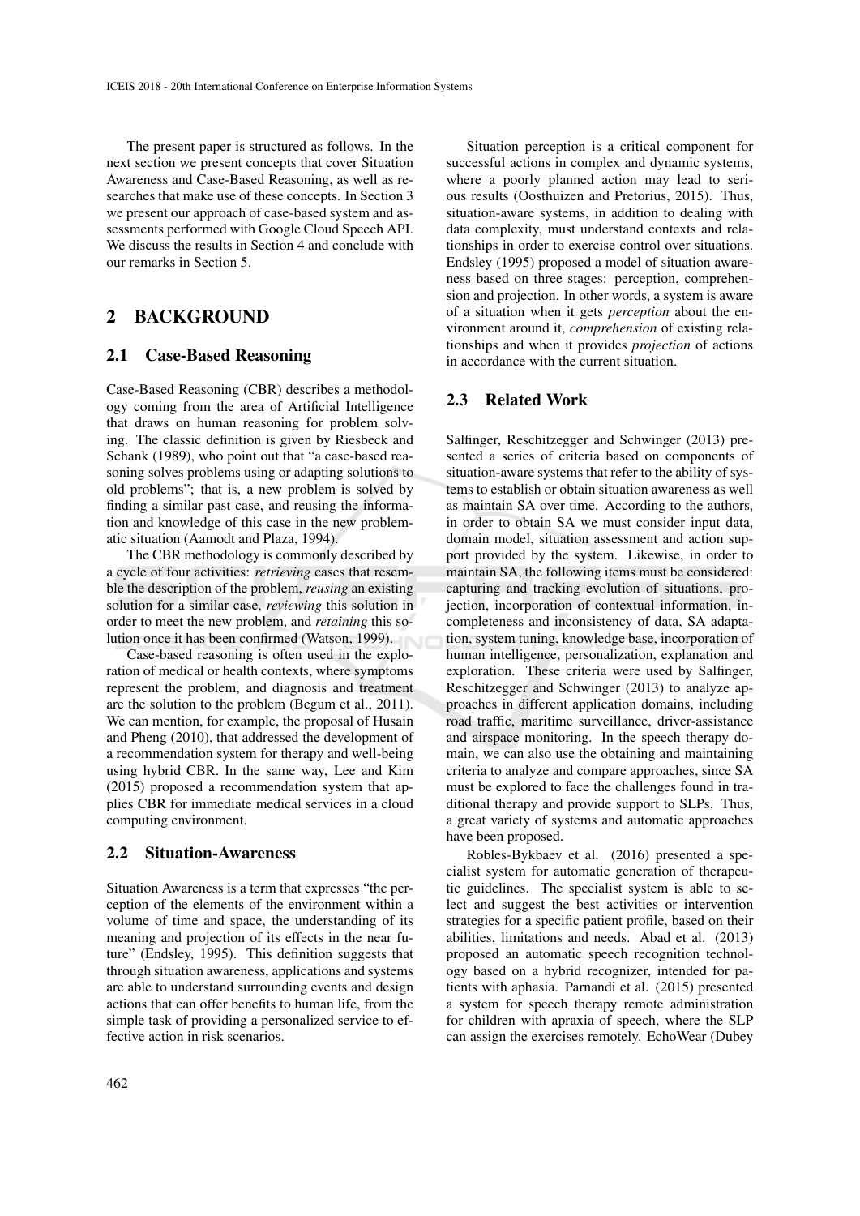The present paper is structured as follows. In the next section we present concepts that cover Situation Awareness and Case-Based Reasoning, as well as researches that make use of these concepts. In Section 3 we present our approach of case-based system and assessments performed with Google Cloud Speech API. We discuss the results in Section 4 and conclude with our remarks in Section 5.

## 2 BACKGROUND

### 2.1 Case-Based Reasoning

Case-Based Reasoning (CBR) describes a methodology coming from the area of Artificial Intelligence that draws on human reasoning for problem solving. The classic definition is given by Riesbeck and Schank (1989), who point out that "a case-based reasoning solves problems using or adapting solutions to old problems"; that is, a new problem is solved by finding a similar past case, and reusing the information and knowledge of this case in the new problematic situation (Aamodt and Plaza, 1994).

The CBR methodology is commonly described by a cycle of four activities: *retrieving* cases that resemble the description of the problem, *reusing* an existing solution for a similar case, *reviewing* this solution in order to meet the new problem, and *retaining* this solution once it has been confirmed (Watson, 1999).

Case-based reasoning is often used in the exploration of medical or health contexts, where symptoms represent the problem, and diagnosis and treatment are the solution to the problem (Begum et al., 2011). We can mention, for example, the proposal of Husain and Pheng (2010), that addressed the development of a recommendation system for therapy and well-being using hybrid CBR. In the same way, Lee and Kim (2015) proposed a recommendation system that applies CBR for immediate medical services in a cloud computing environment.

### 2.2 Situation-Awareness

Situation Awareness is a term that expresses "the perception of the elements of the environment within a volume of time and space, the understanding of its meaning and projection of its effects in the near future" (Endsley, 1995). This definition suggests that through situation awareness, applications and systems are able to understand surrounding events and design actions that can offer benefits to human life, from the simple task of providing a personalized service to effective action in risk scenarios.

Situation perception is a critical component for successful actions in complex and dynamic systems, where a poorly planned action may lead to serious results (Oosthuizen and Pretorius, 2015). Thus, situation-aware systems, in addition to dealing with data complexity, must understand contexts and relationships in order to exercise control over situations. Endsley (1995) proposed a model of situation awareness based on three stages: perception, comprehension and projection. In other words, a system is aware of a situation when it gets *perception* about the environment around it, *comprehension* of existing relationships and when it provides *projection* of actions in accordance with the current situation.

### 2.3 Related Work

Salfinger, Reschitzegger and Schwinger (2013) presented a series of criteria based on components of situation-aware systems that refer to the ability of systems to establish or obtain situation awareness as well as maintain SA over time. According to the authors, in order to obtain SA we must consider input data, domain model, situation assessment and action support provided by the system. Likewise, in order to maintain SA, the following items must be considered: capturing and tracking evolution of situations, projection, incorporation of contextual information, incompleteness and inconsistency of data, SA adaptation, system tuning, knowledge base, incorporation of human intelligence, personalization, explanation and exploration. These criteria were used by Salfinger, Reschitzegger and Schwinger (2013) to analyze approaches in different application domains, including road traffic, maritime surveillance, driver-assistance and airspace monitoring. In the speech therapy domain, we can also use the obtaining and maintaining criteria to analyze and compare approaches, since SA must be explored to face the challenges found in traditional therapy and provide support to SLPs. Thus, a great variety of systems and automatic approaches have been proposed.

Robles-Bykbaev et al. (2016) presented a specialist system for automatic generation of therapeutic guidelines. The specialist system is able to select and suggest the best activities or intervention strategies for a specific patient profile, based on their abilities, limitations and needs. Abad et al. (2013) proposed an automatic speech recognition technology based on a hybrid recognizer, intended for patients with aphasia. Parnandi et al. (2015) presented a system for speech therapy remote administration for children with apraxia of speech, where the SLP can assign the exercises remotely. EchoWear (Dubey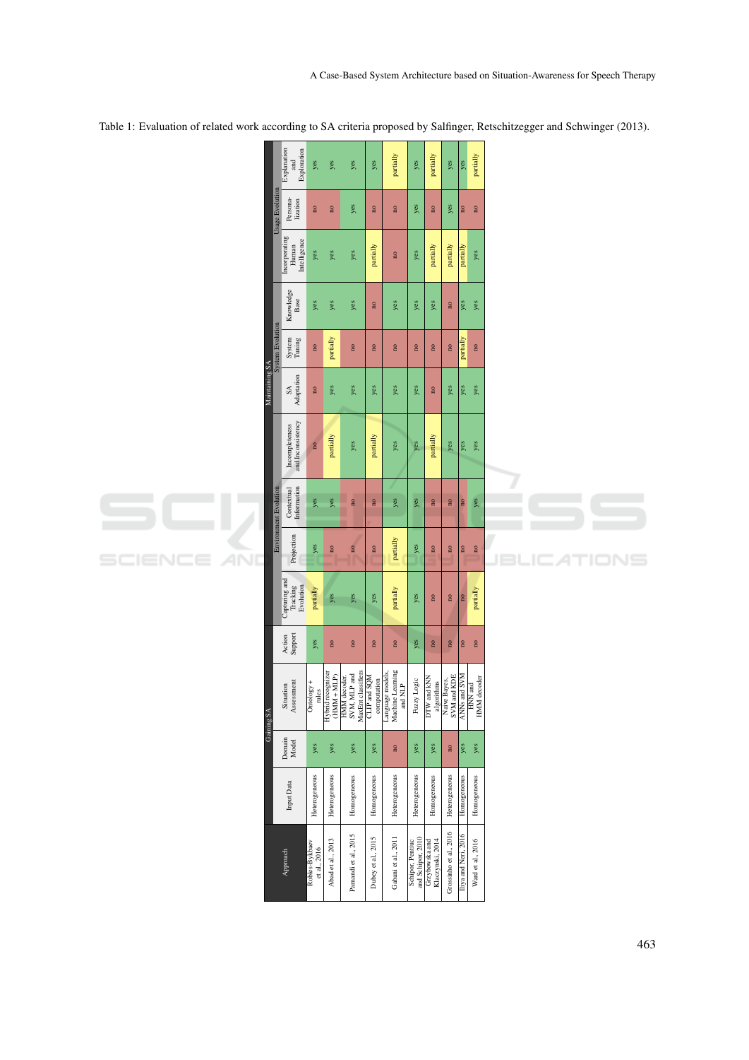Table 1: Evaluation of related work according to SA criteria proposed by Salfinger, Retschitzegger and Schwinger (2013).

| Approach | Gaining SA | | | | Maintaining SA | | | | | | | | | |
|---|---|---|---|---|---|---|---|---|---|---|---|---|---|---|
| | | | | | Environment Evolution | | | | System Evolution | | | Usage Evolution | | |
| | Input Data | Domain Model | Situation Assessment | Action Support | Capturing and Tracking Evolution | Projection | Contextual Information | Incompleteness and Inconsistency | SA Adaptation | System Tuning | Knowledge Base | Incorporating Human Intelligence | Persona-lization | Explanation and Exploration |
| Robles-Bykbaev et al., 2016 | Heterogeneous | yes | Ontology + rules | yes | partially | yes | yes | no | no | no | yes | yes | no | yes |
| Abad et al., 2013 | Heterogeneous | yes | Hybrid recognizer (HMM + MLP) | no | yes | no | yes | partially | yes | partially | yes | yes | no | yes |
| Parnandi et al., 2015 | Homogeneous | yes | HMM decoder, SVM, MLP and MaxEnt classifiers | no | yes | no | no | yes | yes | no | yes | yes | yes | yes |
| Dubey et al., 2015 | Homogeneous | yes | CLIP and SQM computation | no | yes | no | no | partially | yes | no | no | partially | no | yes |
| Gabani et al., 2011 | Heterogeneous | no | Language models, Machine Learning and NLP | no | partially | partially | yes | yes | yes | no | yes | no | no | partially |
| Schipor, Pentiuc and Schipor, 2010 | Heterogeneous | yes | Fuzzy Logic | yes | yes | yes | yes | yes | yes | no | yes | yes | yes | yes |
| Grzybowska and Klaczynski, 2014 | Homogeneous | yes | DTW and kNN algorithms | no | no | no | no | partially | no | no | yes | partially | no | partially |
| Grossinho et al., 2016 | Heterogeneous | no | Naive Bayes, SVM and KDE | no | no | no | no | yes | yes | no | no | partially | yes | yes |
| Ilya and Neri, 2016 | Homogeneous | yes | ANNs and SVM | no | no | no | no | yes | yes | partially | yes | partially | no | yes |
| Ward et al., 2016 | Homogeneous | yes | HNN and HMM decoder | no | partially | no | yes | yes | yes | no | yes | yes | no | partially |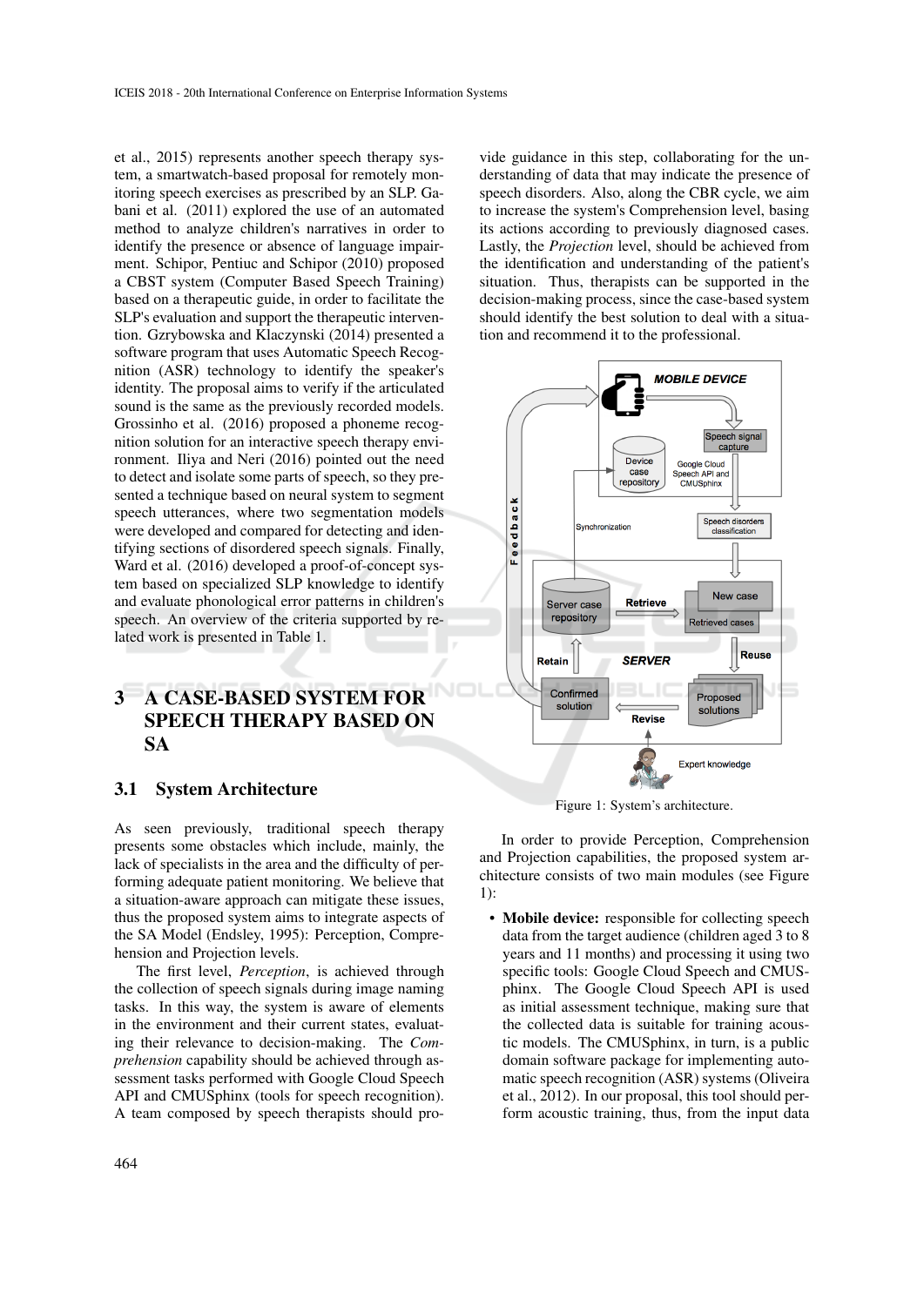et al., 2015) represents another speech therapy system, a smartwatch-based proposal for remotely monitoring speech exercises as prescribed by an SLP. Gabani et al. (2011) explored the use of an automated method to analyze children's narratives in order to identify the presence or absence of language impairment. Schipor, Pentiuc and Schipor (2010) proposed a CBST system (Computer Based Speech Training) based on a therapeutic guide, in order to facilitate the SLP's evaluation and support the therapeutic intervention. Gzrybowska and Klaczynski (2014) presented a software program that uses Automatic Speech Recognition (ASR) technology to identify the speaker's identity. The proposal aims to verify if the articulated sound is the same as the previously recorded models. Grossinho et al. (2016) proposed a phoneme recognition solution for an interactive speech therapy environment. Iliya and Neri (2016) pointed out the need to detect and isolate some parts of speech, so they presented a technique based on neural system to segment speech utterances, where two segmentation models were developed and compared for detecting and identifying sections of disordered speech signals. Finally, Ward et al. (2016) developed a proof-of-concept system based on specialized SLP knowledge to identify and evaluate phonological error patterns in children's speech. An overview of the criteria supported by related work is presented in Table 1.

## 3 A CASE-BASED SYSTEM FOR SPEECH THERAPY BASED ON SA

### 3.1 System Architecture

As seen previously, traditional speech therapy presents some obstacles which include, mainly, the lack of specialists in the area and the difficulty of performing adequate patient monitoring. We believe that a situation-aware approach can mitigate these issues, thus the proposed system aims to integrate aspects of the SA Model (Endsley, 1995): Perception, Comprehension and Projection levels.

The first level, *Perception*, is achieved through the collection of speech signals during image naming tasks. In this way, the system is aware of elements in the environment and their current states, evaluating their relevance to decision-making. The *Comprehension* capability should be achieved through assessment tasks performed with Google Cloud Speech API and CMUSphinx (tools for speech recognition). A team composed by speech therapists should provide guidance in this step, collaborating for the understanding of data that may indicate the presence of speech disorders. Also, along the CBR cycle, we aim to increase the system's Comprehension level, basing its actions according to previously diagnosed cases. Lastly, the *Projection* level, should be achieved from the identification and understanding of the patient's situation. Thus, therapists can be supported in the decision-making process, since the case-based system should identify the best solution to deal with a situation and recommend it to the professional.

Figure 1: System's architecture.

In order to provide Perception, Comprehension and Projection capabilities, the proposed system architecture consists of two main modules (see Figure 1):

- **Mobile device:** responsible for collecting speech data from the target audience (children aged 3 to 8 years and 11 months) and processing it using two specific tools: Google Cloud Speech and CMUSphinx. The Google Cloud Speech API is used as initial assessment technique, making sure that the collected data is suitable for training acoustic models. The CMUSphinx, in turn, is a public domain software package for implementing automatic speech recognition (ASR) systems (Oliveira et al., 2012). In our proposal, this tool should perform acoustic training, thus, from the input data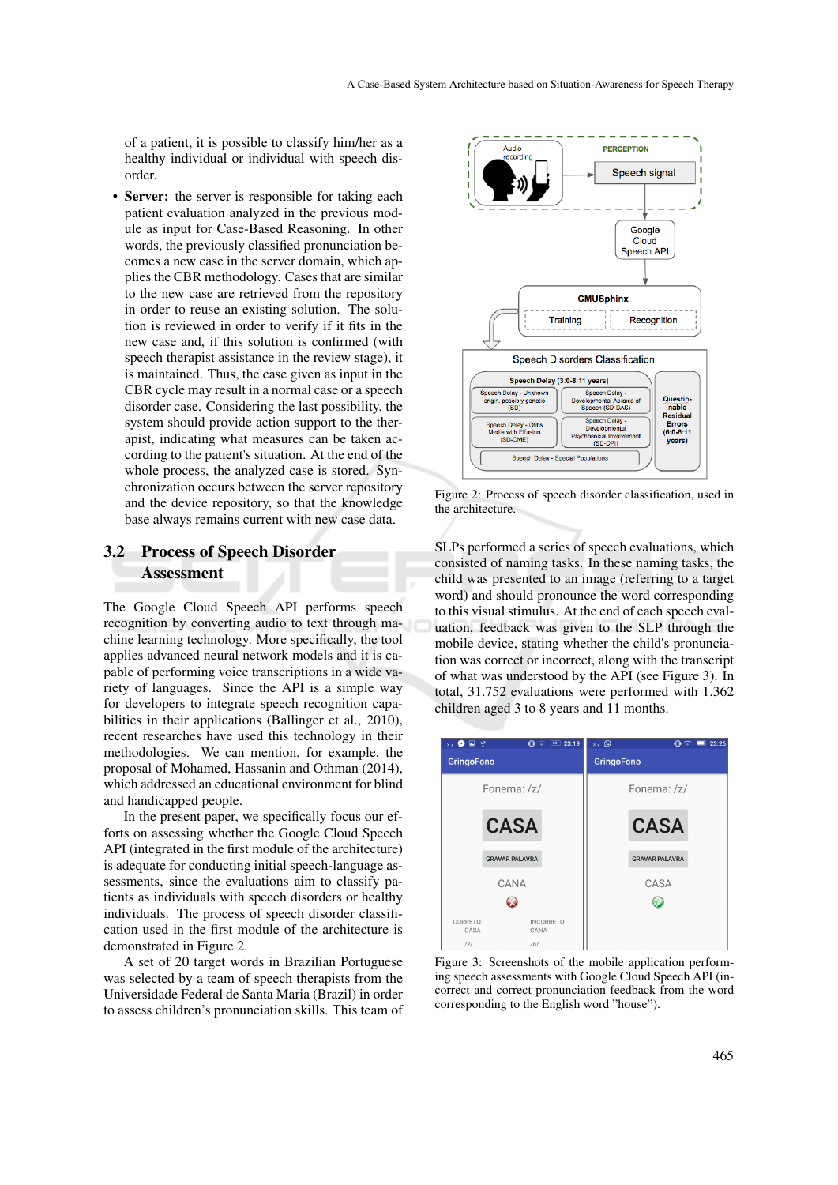of a patient, it is possible to classify him/her as a healthy individual or individual with speech disorder.

- **Server:** the server is responsible for taking each patient evaluation analyzed in the previous module as input for Case-Based Reasoning. In other words, the previously classified pronunciation becomes a new case in the server domain, which applies the CBR methodology. Cases that are similar to the new case are retrieved from the repository in order to reuse an existing solution. The solution is reviewed in order to verify if it fits in the new case and, if this solution is confirmed (with speech therapist assistance in the review stage), it is maintained. Thus, the case given as input in the CBR cycle may result in a normal case or a speech disorder case. Considering the last possibility, the system should provide action support to the therapist, indicating what measures can be taken according to the patient's situation. At the end of the whole process, the analyzed case is stored. Synchronization occurs between the server repository and the device repository, so that the knowledge base always remains current with new case data.

## 3.2 Process of Speech Disorder Assessment

The Google Cloud Speech API performs speech recognition by converting audio to text through machine learning technology. More specifically, the tool applies advanced neural network models and it is capable of performing voice transcriptions in a wide variety of languages. Since the API is a simple way for developers to integrate speech recognition capabilities in their applications (Ballinger et al., 2010), recent researches have used this technology in their methodologies. We can mention, for example, the proposal of Mohamed, Hassanin and Othman (2014), which addressed an educational environment for blind and handicapped people.

In the present paper, we specifically focus our efforts on assessing whether the Google Cloud Speech API (integrated in the first module of the architecture) is adequate for conducting initial speech-language assessments, since the evaluations aim to classify patients as individuals with speech disorders or healthy individuals. The process of speech disorder classification used in the first module of the architecture is demonstrated in Figure 2.

A set of 20 target words in Brazilian Portuguese was selected by a team of speech therapists from the Universidade Federal de Santa Maria (Brazil) in order to assess children's pronunciation skills. This team of

Figure 2: Process of speech disorder classification, used in the architecture.

SLPs performed a series of speech evaluations, which consisted of naming tasks. In these naming tasks, the child was presented to an image (referring to a target word) and should pronounce the word corresponding to this visual stimulus. At the end of each speech evaluation, feedback was given to the SLP through the mobile device, stating whether the child's pronunciation was correct or incorrect, along with the transcript of what was understood by the API (see Figure 3). In total, 31.752 evaluations were performed with 1.362 children aged 3 to 8 years and 11 months.

Figure 3: Screenshots of the mobile application performing speech assessments with Google Cloud Speech API (incorrect and correct pronunciation feedback from the word corresponding to the English word "house").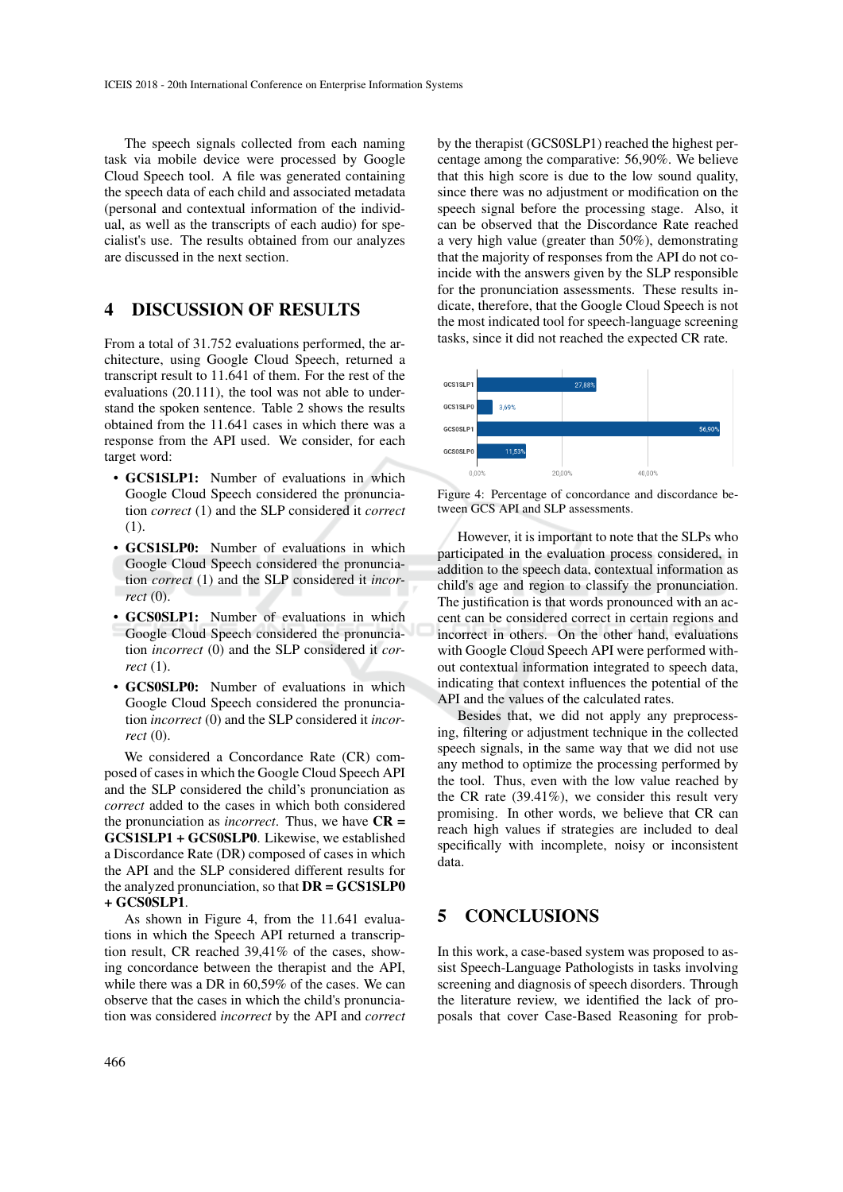The speech signals collected from each naming task via mobile device were processed by Google Cloud Speech tool. A file was generated containing the speech data of each child and associated metadata (personal and contextual information of the individual, as well as the transcripts of each audio) for specialist's use. The results obtained from our analyzes are discussed in the next section.

## 4 DISCUSSION OF RESULTS

From a total of 31.752 evaluations performed, the architecture, using Google Cloud Speech, returned a transcript result to 11.641 of them. For the rest of the evaluations (20.111), the tool was not able to understand the spoken sentence. Table 2 shows the results obtained from the 11.641 cases in which there was a response from the API used. We consider, for each target word:

- **GCS1SLP1:** Number of evaluations in which Google Cloud Speech considered the pronunciation *correct* (1) and the SLP considered it *correct* (1).
- **GCS1SLP0:** Number of evaluations in which Google Cloud Speech considered the pronunciation *correct* (1) and the SLP considered it *incorrect* (0).
- **GCS0SLP1:** Number of evaluations in which Google Cloud Speech considered the pronunciation *incorrect* (0) and the SLP considered it *correct* (1).
- **GCS0SLP0:** Number of evaluations in which Google Cloud Speech considered the pronunciation *incorrect* (0) and the SLP considered it *incorrect* (0).

We considered a Concordance Rate (CR) composed of cases in which the Google Cloud Speech API and the SLP considered the child's pronunciation as *correct* added to the cases in which both considered the pronunciation as *incorrect*. Thus, we have **CR = GCS1SLP1 + GCS0SLP0**. Likewise, we established a Discordance Rate (DR) composed of cases in which the API and the SLP considered different results for the analyzed pronunciation, so that **DR = GCS1SLP0 + GCS0SLP1**.

As shown in Figure 4, from the 11.641 evaluations in which the Speech API returned a transcription result, CR reached 39,41% of the cases, showing concordance between the therapist and the API, while there was a DR in 60,59% of the cases. We can observe that the cases in which the child's pronunciation was considered *incorrect* by the API and *correct* by the therapist (GCS0SLP1) reached the highest percentage among the comparative: 56,90%. We believe that this high score is due to the low sound quality, since there was no adjustment or modification on the speech signal before the processing stage. Also, it can be observed that the Discordance Rate reached a very high value (greater than 50%), demonstrating that the majority of responses from the API do not coincide with the answers given by the SLP responsible for the pronunciation assessments. These results indicate, therefore, that the Google Cloud Speech is not the most indicated tool for speech-language screening tasks, since it did not reached the expected CR rate.

| | Percentage |
|---|---|
| GCS1SLP1 | 27,88% |
| GCS1SLP0 | 3,69% |
| GCS0SLP1 | 56,90% |
| GCS0SLP0 | 11,53% |

Figure 4: Percentage of concordance and discordance between GCS API and SLP assessments.

However, it is important to note that the SLPs who participated in the evaluation process considered, in addition to the speech data, contextual information as child's age and region to classify the pronunciation. The justification is that words pronounced with an accent can be considered correct in certain regions and incorrect in others. On the other hand, evaluations with Google Cloud Speech API were performed without contextual information integrated to speech data, indicating that context influences the potential of the API and the values of the calculated rates.

Besides that, we did not apply any preprocessing, filtering or adjustment technique in the collected speech signals, in the same way that we did not use any method to optimize the processing performed by the tool. Thus, even with the low value reached by the CR rate (39.41%), we consider this result very promising. In other words, we believe that CR can reach high values if strategies are included to deal specifically with incomplete, noisy or inconsistent data.

## 5 CONCLUSIONS

In this work, a case-based system was proposed to assist Speech-Language Pathologists in tasks involving screening and diagnosis of speech disorders. Through the literature review, we identified the lack of proposals that cover Case-Based Reasoning for prob-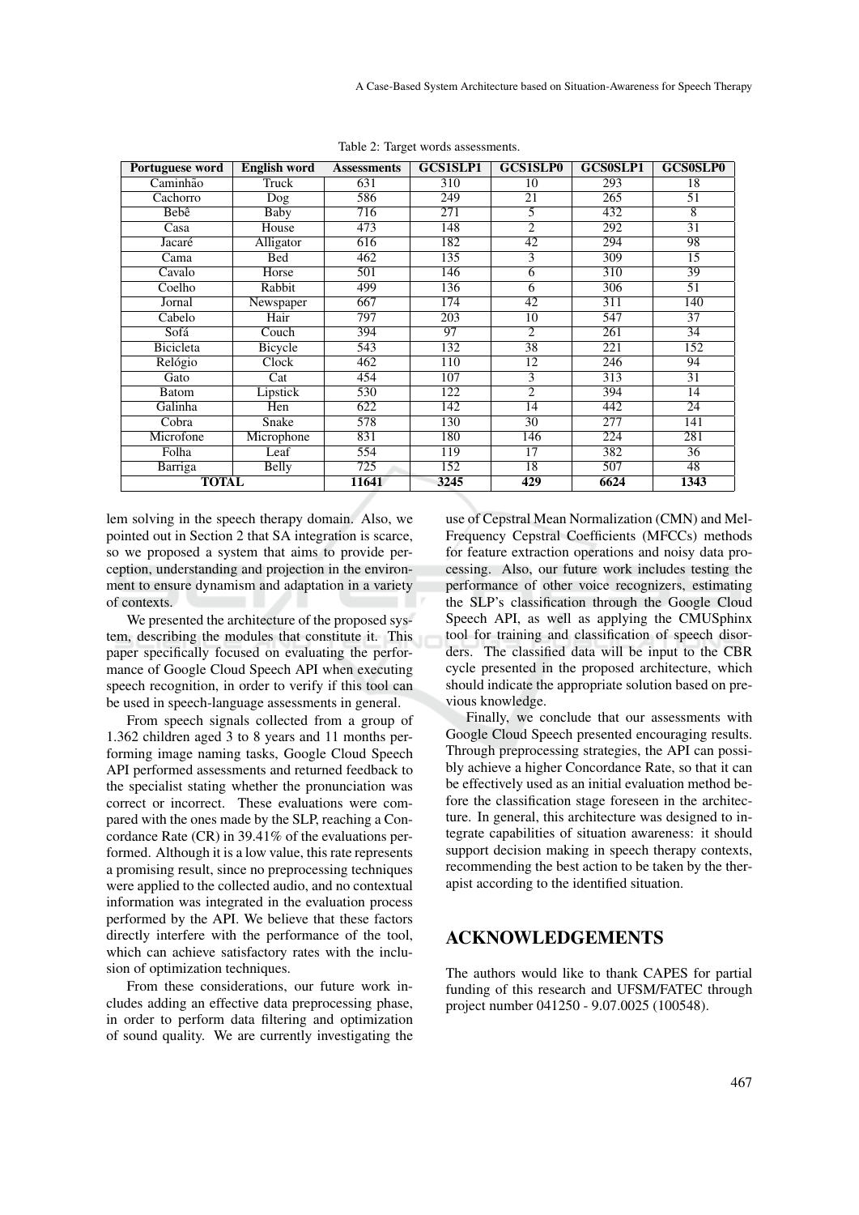Table 2: Target words assessments.

| Portuguese word | English word | Assessments | GCS1SLP1 | GCS1SLP0 | GCS0SLP1 | GCS0SLP0 |
|---|---|---|---|---|---|---|
| Caminhão | Truck | 631 | 310 | 10 | 293 | 18 |
| Cachorro | Dog | 586 | 249 | 21 | 265 | 51 |
| Bebê | Baby | 716 | 271 | 5 | 432 | 8 |
| Casa | House | 473 | 148 | 2 | 292 | 31 |
| Jacaré | Alligator | 616 | 182 | 42 | 294 | 98 |
| Cama | Bed | 462 | 135 | 3 | 309 | 15 |
| Cavalo | Horse | 501 | 146 | 6 | 310 | 39 |
| Coelho | Rabbit | 499 | 136 | 6 | 306 | 51 |
| Jornal | Newspaper | 667 | 174 | 42 | 311 | 140 |
| Cabelo | Hair | 797 | 203 | 10 | 547 | 37 |
| Sofá | Couch | 394 | 97 | 2 | 261 | 34 |
| Bicicleta | Bicycle | 543 | 132 | 38 | 221 | 152 |
| Relógio | Clock | 462 | 110 | 12 | 246 | 94 |
| Gato | Cat | 454 | 107 | 3 | 313 | 31 |
| Batom | Lipstick | 530 | 122 | 2 | 394 | 14 |
| Galinha | Hen | 622 | 142 | 14 | 442 | 24 |
| Cobra | Snake | 578 | 130 | 30 | 277 | 141 |
| Microfone | Microphone | 831 | 180 | 146 | 224 | 281 |
| Folha | Leaf | 554 | 119 | 17 | 382 | 36 |
| Barriga | Belly | 725 | 152 | 18 | 507 | 48 |
| **TOTAL** | | **11641** | **3245** | **429** | **6624** | **1343** |

lem solving in the speech therapy domain. Also, we pointed out in Section 2 that SA integration is scarce, so we proposed a system that aims to provide perception, understanding and projection in the environment to ensure dynamism and adaptation in a variety of contexts.

We presented the architecture of the proposed system, describing the modules that constitute it. This paper specifically focused on evaluating the performance of Google Cloud Speech API when executing speech recognition, in order to verify if this tool can be used in speech-language assessments in general.

From speech signals collected from a group of 1.362 children aged 3 to 8 years and 11 months performing image naming tasks, Google Cloud Speech API performed assessments and returned feedback to the specialist stating whether the pronunciation was correct or incorrect. These evaluations were compared with the ones made by the SLP, reaching a Concordance Rate (CR) in 39.41% of the evaluations performed. Although it is a low value, this rate represents a promising result, since no preprocessing techniques were applied to the collected audio, and no contextual information was integrated in the evaluation process performed by the API. We believe that these factors directly interfere with the performance of the tool, which can achieve satisfactory rates with the inclusion of optimization techniques.

From these considerations, our future work includes adding an effective data preprocessing phase, in order to perform data filtering and optimization of sound quality. We are currently investigating the use of Cepstral Mean Normalization (CMN) and Mel-Frequency Cepstral Coefficients (MFCCs) methods for feature extraction operations and noisy data processing. Also, our future work includes testing the performance of other voice recognizers, estimating the SLP's classification through the Google Cloud Speech API, as well as applying the CMUSphinx tool for training and classification of speech disorders. The classified data will be input to the CBR cycle presented in the proposed architecture, which should indicate the appropriate solution based on previous knowledge.

Finally, we conclude that our assessments with Google Cloud Speech presented encouraging results. Through preprocessing strategies, the API can possibly achieve a higher Concordance Rate, so that it can be effectively used as an initial evaluation method before the classification stage foreseen in the architecture. In general, this architecture was designed to integrate capabilities of situation awareness: it should support decision making in speech therapy contexts, recommending the best action to be taken by the therapist according to the identified situation.

## ACKNOWLEDGEMENTS

The authors would like to thank CAPES for partial funding of this research and UFSM/FATEC through project number 041250 - 9.07.0025 (100548).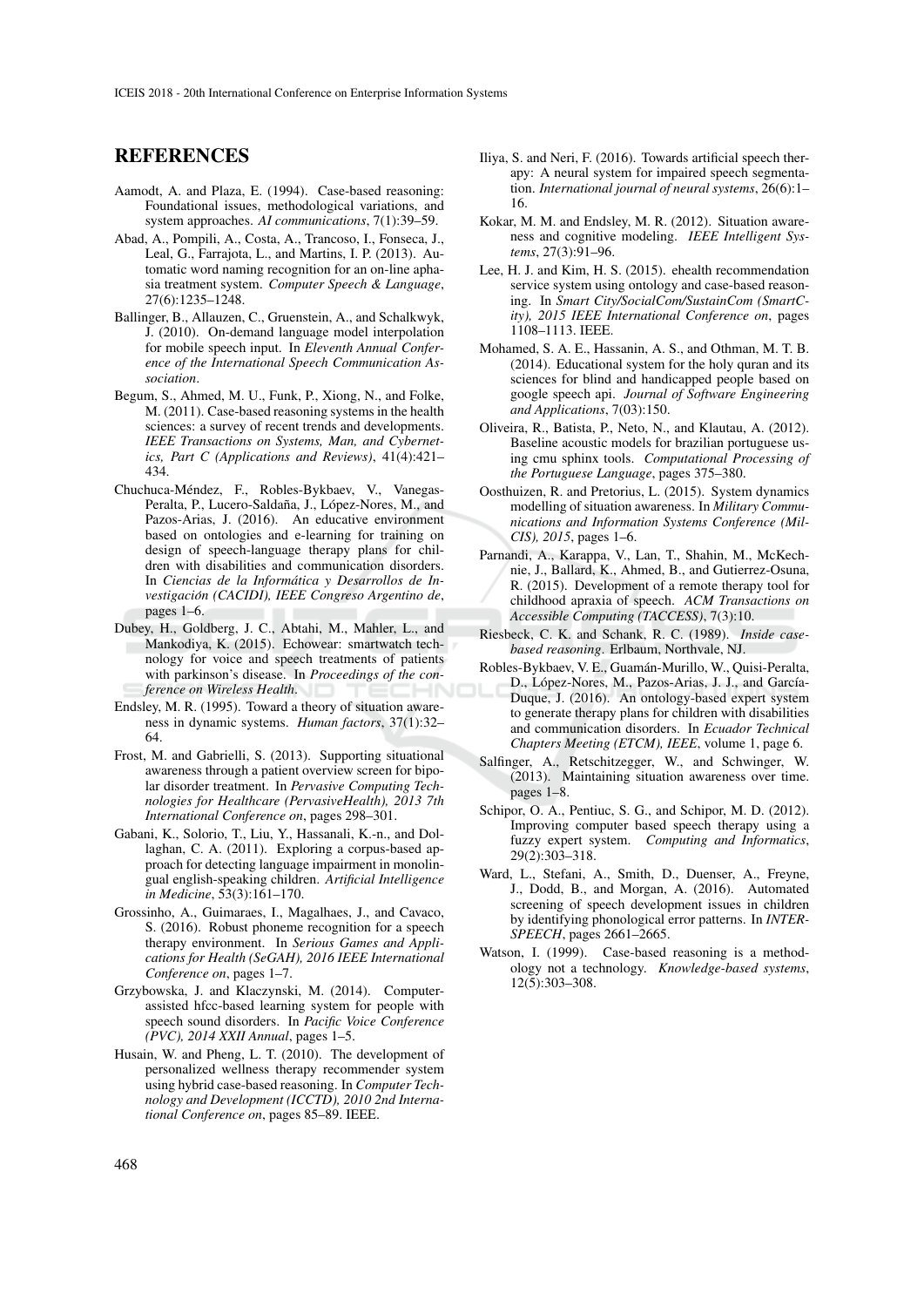## REFERENCES

Aamodt, A. and Plaza, E. (1994). Case-based reasoning: Foundational issues, methodological variations, and system approaches. *AI communications*, 7(1):39–59.

Abad, A., Pompili, A., Costa, A., Trancoso, I., Fonseca, J., Leal, G., Farrajota, L., and Martins, I. P. (2013). Automatic word naming recognition for an on-line aphasia treatment system. *Computer Speech & Language*, 27(6):1235–1248.

Ballinger, B., Allauzen, C., Gruenstein, A., and Schalkwyk, J. (2010). On-demand language model interpolation for mobile speech input. In *Eleventh Annual Conference of the International Speech Communication Association*.

Begum, S., Ahmed, M. U., Funk, P., Xiong, N., and Folke, M. (2011). Case-based reasoning systems in the health sciences: a survey of recent trends and developments. *IEEE Transactions on Systems, Man, and Cybernetics, Part C (Applications and Reviews)*, 41(4):421–434.

Chuchuca-Méndez, F., Robles-Bykbaev, V., Vanegas-Peralta, P., Lucero-Saldaña, J., López-Nores, M., and Pazos-Arias, J. (2016). An educative environment based on ontologies and e-learning for training on design of speech-language therapy plans for children with disabilities and communication disorders. In *Ciencias de la Informática y Desarrollos de Investigación (CACIDI), IEEE Congreso Argentino de*, pages 1–6.

Dubey, H., Goldberg, J. C., Abtahi, M., Mahler, L., and Mankodiya, K. (2015). Echowear: smartwatch technology for voice and speech treatments of patients with parkinson's disease. In *Proceedings of the conference on Wireless Health*.

Endsley, M. R. (1995). Toward a theory of situation awareness in dynamic systems. *Human factors*, 37(1):32–64.

Frost, M. and Gabrielli, S. (2013). Supporting situational awareness through a patient overview screen for bipolar disorder treatment. In *Pervasive Computing Technologies for Healthcare (PervasiveHealth), 2013 7th International Conference on*, pages 298–301.

Gabani, K., Solorio, T., Liu, Y., Hassanali, K.-n., and Dollaghan, C. A. (2011). Exploring a corpus-based approach for detecting language impairment in monolingual english-speaking children. *Artificial Intelligence in Medicine*, 53(3):161–170.

Grossinho, A., Guimaraes, I., Magalhaes, J., and Cavaco, S. (2016). Robust phoneme recognition for a speech therapy environment. In *Serious Games and Applications for Health (SeGAH), 2016 IEEE International Conference on*, pages 1–7.

Grzybowska, J. and Klaczynski, M. (2014). Computer-assisted hfcc-based learning system for people with speech sound disorders. In *Pacific Voice Conference (PVC), 2014 XXII Annual*, pages 1–5.

Husain, W. and Pheng, L. T. (2010). The development of personalized wellness therapy recommender system using hybrid case-based reasoning. In *Computer Technology and Development (ICCTD), 2010 2nd International Conference on*, pages 85–89. IEEE.

Iliya, S. and Neri, F. (2016). Towards artificial speech therapy: A neural system for impaired speech segmentation. *International journal of neural systems*, 26(6):1–16.

Kokar, M. M. and Endsley, M. R. (2012). Situation awareness and cognitive modeling. *IEEE Intelligent Systems*, 27(3):91–96.

Lee, H. J. and Kim, H. S. (2015). ehealth recommendation service system using ontology and case-based reasoning. In *Smart City/SocialCom/SustainCom (SmartCity), 2015 IEEE International Conference on*, pages 1108–1113. IEEE.

Mohamed, S. A. E., Hassanin, A. S., and Othman, M. T. B. (2014). Educational system for the holy quran and its sciences for blind and handicapped people based on google speech api. *Journal of Software Engineering and Applications*, 7(03):150.

Oliveira, R., Batista, P., Neto, N., and Klautau, A. (2012). Baseline acoustic models for brazilian portuguese using cmu sphinx tools. *Computational Processing of the Portuguese Language*, pages 375–380.

Oosthuizen, R. and Pretorius, L. (2015). System dynamics modelling of situation awareness. In *Military Communications and Information Systems Conference (MilCIS), 2015*, pages 1–6.

Parnandi, A., Karappa, V., Lan, T., Shahin, M., McKechnie, J., Ballard, K., Ahmed, B., and Gutierrez-Osuna, R. (2015). Development of a remote therapy tool for childhood apraxia of speech. *ACM Transactions on Accessible Computing (TACCESS)*, 7(3):10.

Riesbeck, C. K. and Schank, R. C. (1989). *Inside case-based reasoning*. Erlbaum, Northvale, NJ.

Robles-Bykbaev, V. E., Guamán-Murillo, W., Quisi-Peralta, D., López-Nores, M., Pazos-Arias, J. J., and García-Duque, J. (2016). An ontology-based expert system to generate therapy plans for children with disabilities and communication disorders. In *Ecuador Technical Chapters Meeting (ETCM), IEEE*, volume 1, page 6.

Salfinger, A., Retschitzegger, W., and Schwinger, W. (2013). Maintaining situation awareness over time. pages 1–8.

Schipor, O. A., Pentiuc, S. G., and Schipor, M. D. (2012). Improving computer based speech therapy using a fuzzy expert system. *Computing and Informatics*, 29(2):303–318.

Ward, L., Stefani, A., Smith, D., Duenser, A., Freyne, J., Dodd, B., and Morgan, A. (2016). Automated screening of speech development issues in children by identifying phonological error patterns. In *INTERSPEECH*, pages 2661–2665.

Watson, I. (1999). Case-based reasoning is a methodology not a technology. *Knowledge-based systems*, 12(5):303–308.